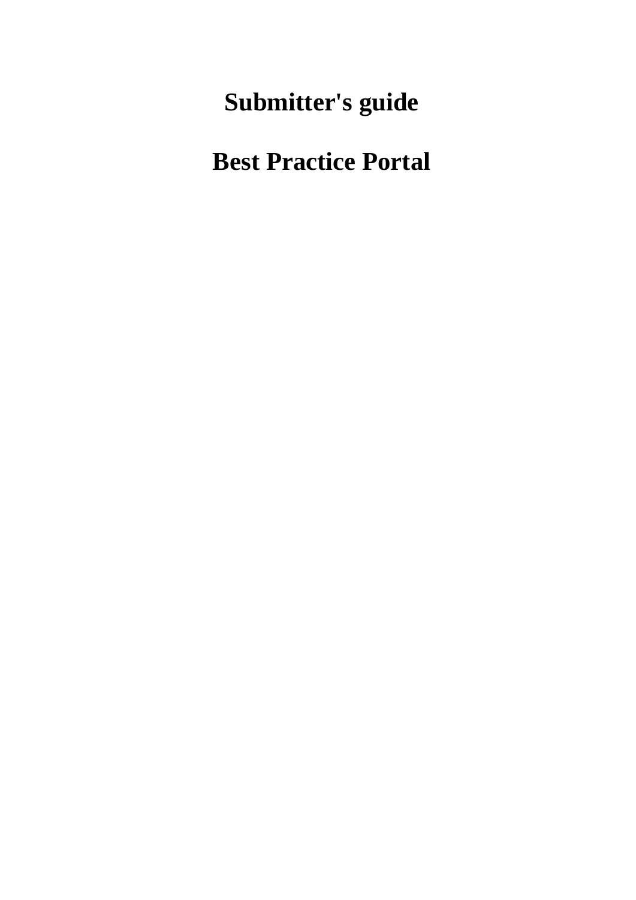# Submitter's guide

# Best Practice Portal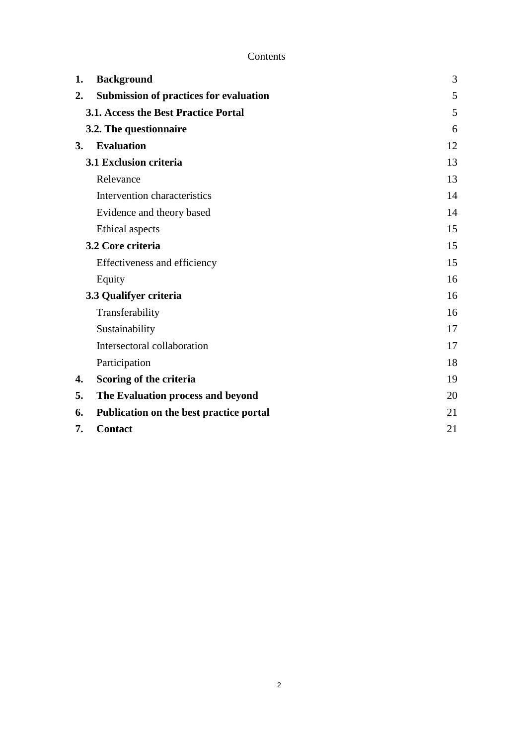Contents

| | | |
|---|---|---|
| **1.** | **Background** | 3 |
| **2.** | **Submission of practices for evaluation** | 5 |
| | **3.1. Access the Best Practice Portal** | 5 |
| | **3.2. The questionnaire** | 6 |
| **3.** | **Evaluation** | 12 |
| | **3.1 Exclusion criteria** | 13 |
| | Relevance | 13 |
| | Intervention characteristics | 14 |
| | Evidence and theory based | 14 |
| | Ethical aspects | 15 |
| | **3.2 Core criteria** | 15 |
| | Effectiveness and efficiency | 15 |
| | Equity | 16 |
| | **3.3 Qualifyer criteria** | 16 |
| | Transferability | 16 |
| | Sustainability | 17 |
| | Intersectoral collaboration | 17 |
| | Participation | 18 |
| **4.** | **Scoring of the criteria** | 19 |
| **5.** | **The Evaluation process and beyond** | 20 |
| **6.** | **Publication on the best practice portal** | 21 |
| **7.** | **Contact** | 21 |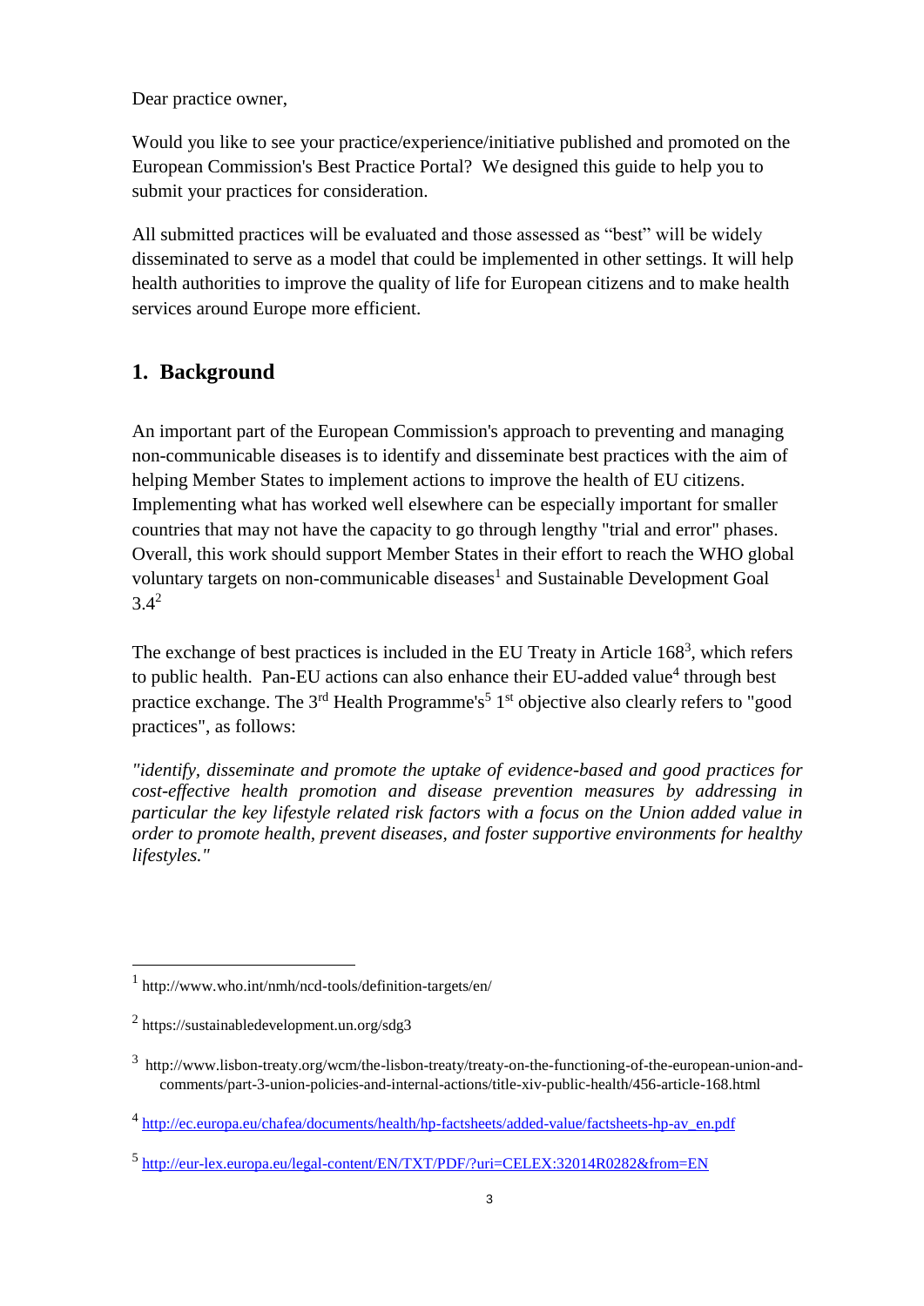Dear practice owner,

Would you like to see your practice/experience/initiative published and promoted on the European Commission's Best Practice Portal? We designed this guide to help you to submit your practices for consideration.

All submitted practices will be evaluated and those assessed as "best" will be widely disseminated to serve as a model that could be implemented in other settings. It will help health authorities to improve the quality of life for European citizens and to make health services around Europe more efficient.

## 1. Background

An important part of the European Commission's approach to preventing and managing non-communicable diseases is to identify and disseminate best practices with the aim of helping Member States to implement actions to improve the health of EU citizens. Implementing what has worked well elsewhere can be especially important for smaller countries that may not have the capacity to go through lengthy "trial and error" phases. Overall, this work should support Member States in their effort to reach the WHO global voluntary targets on non-communicable diseases[1] and Sustainable Development Goal 3.4[2]

The exchange of best practices is included in the EU Treaty in Article 168[3], which refers to public health. Pan-EU actions can also enhance their EU-added value[4] through best practice exchange. The 3rd Health Programme's[5] 1st objective also clearly refers to "good practices", as follows:

*"identify, disseminate and promote the uptake of evidence-based and good practices for cost-effective health promotion and disease prevention measures by addressing in particular the key lifestyle related risk factors with a focus on the Union added value in order to promote health, prevent diseases, and foster supportive environments for healthy lifestyles."*

---

[1] http://www.who.int/nmh/ncd-tools/definition-targets/en/

[2] https://sustainabledevelopment.un.org/sdg3

[3] http://www.lisbon-treaty.org/wcm/the-lisbon-treaty/treaty-on-the-functioning-of-the-european-union-and-comments/part-3-union-policies-and-internal-actions/title-xiv-public-health/456-article-168.html

[4] http://ec.europa.eu/chafea/documents/health/hp-factsheets/added-value/factsheets-hp-av_en.pdf

[5] http://eur-lex.europa.eu/legal-content/EN/TXT/PDF/?uri=CELEX:32014R0282&from=EN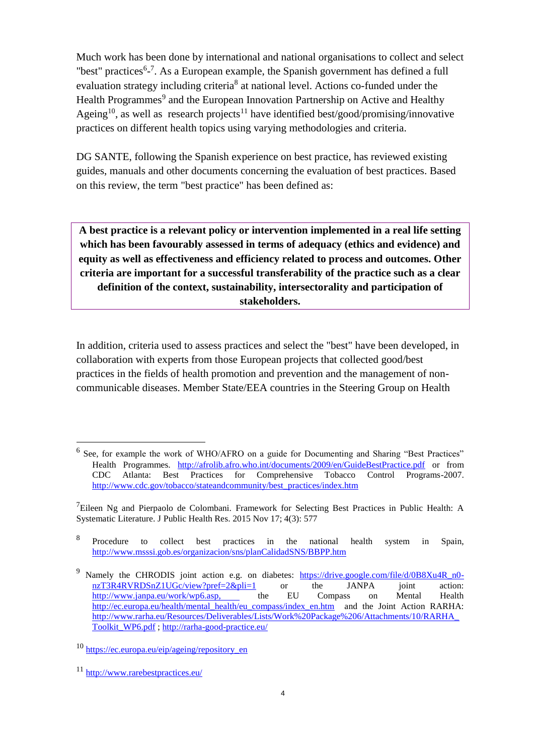Much work has been done by international and national organisations to collect and select "best" practices[6]-[7]. As a European example, the Spanish government has defined a full evaluation strategy including criteria[8] at national level. Actions co-funded under the Health Programmes[9] and the European Innovation Partnership on Active and Healthy Ageing[10], as well as research projects[11] have identified best/good/promising/innovative practices on different health topics using varying methodologies and criteria.

DG SANTE, following the Spanish experience on best practice, has reviewed existing guides, manuals and other documents concerning the evaluation of best practices. Based on this review, the term "best practice" has been defined as:

> **A best practice is a relevant policy or intervention implemented in a real life setting which has been favourably assessed in terms of adequacy (ethics and evidence) and equity as well as effectiveness and efficiency related to process and outcomes. Other criteria are important for a successful transferability of the practice such as a clear definition of the context, sustainability, intersectorality and participation of stakeholders.**

In addition, criteria used to assess practices and select the "best" have been developed, in collaboration with experts from those European projects that collected good/best practices in the fields of health promotion and prevention and the management of non-communicable diseases. Member State/EEA countries in the Steering Group on Health

---

[6] See, for example the work of WHO/AFRO on a guide for Documenting and Sharing "Best Practices" Health Programmes. http://afrolib.afro.who.int/documents/2009/en/GuideBestPractice.pdf or from CDC Atlanta: Best Practices for Comprehensive Tobacco Control Programs-2007. http://www.cdc.gov/tobacco/stateandcommunity/best_practices/index.htm

[7] Eileen Ng and Pierpaolo de Colombani. Framework for Selecting Best Practices in Public Health: A Systematic Literature. J Public Health Res. 2015 Nov 17; 4(3): 577

[8] Procedure to collect best practices in the national health system in Spain, http://www.msssi.gob.es/organizacion/sns/planCalidadSNS/BBPP.htm

[9] Namely the CHRODIS joint action e.g. on diabetes: https://drive.google.com/file/d/0B8Xu4R_n0-nzT3R4RVRDSnZ1UGc/view?pref=2&pli=1 or the JANPA joint action: http://www.janpa.eu/work/wp6.asp, the EU Compass on Mental Health http://ec.europa.eu/health/mental_health/eu_compass/index_en.htm and the Joint Action RARHA: http://www.rarha.eu/Resources/Deliverables/Lists/Work%20Package%206/Attachments/10/RARHA_Toolkit_WP6.pdf ; http://rarha-good-practice.eu/

[10] https://ec.europa.eu/eip/ageing/repository_en

[11] http://www.rarebestpractices.eu/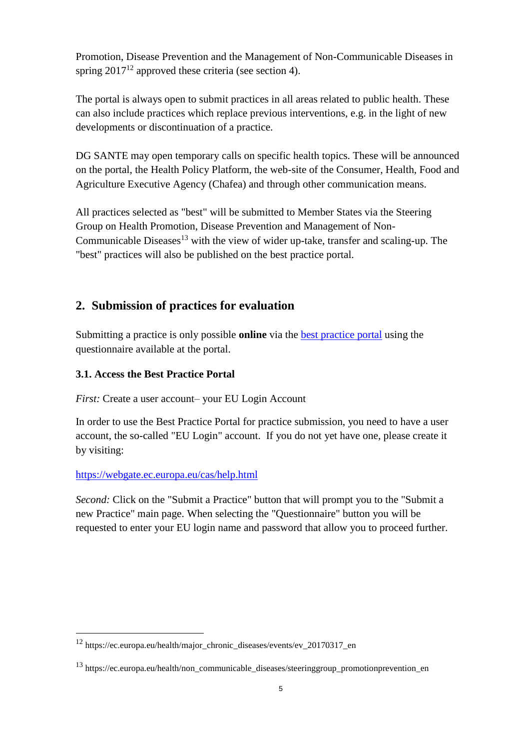Promotion, Disease Prevention and the Management of Non-Communicable Diseases in spring 2017[12] approved these criteria (see section 4).

The portal is always open to submit practices in all areas related to public health. These can also include practices which replace previous interventions, e.g. in the light of new developments or discontinuation of a practice.

DG SANTE may open temporary calls on specific health topics. These will be announced on the portal, the Health Policy Platform, the web-site of the Consumer, Health, Food and Agriculture Executive Agency (Chafea) and through other communication means.

All practices selected as "best" will be submitted to Member States via the Steering Group on Health Promotion, Disease Prevention and Management of Non-Communicable Diseases[13] with the view of wider up-take, transfer and scaling-up. The "best" practices will also be published on the best practice portal.

## 2. Submission of practices for evaluation

Submitting a practice is only possible **online** via the [best practice portal]() using the questionnaire available at the portal.

### 3.1. Access the Best Practice Portal

*First:* Create a user account– your EU Login Account

In order to use the Best Practice Portal for practice submission, you need to have a user account, the so-called "EU Login" account. If you do not yet have one, please create it by visiting:

https://webgate.ec.europa.eu/cas/help.html

*Second:* Click on the "Submit a Practice" button that will prompt you to the "Submit a new Practice" main page. When selecting the "Questionnaire" button you will be requested to enter your EU login name and password that allow you to proceed further.

---

[12] https://ec.europa.eu/health/major_chronic_diseases/events/ev_20170317_en

[13] https://ec.europa.eu/health/non_communicable_diseases/steeringgroup_promotionprevention_en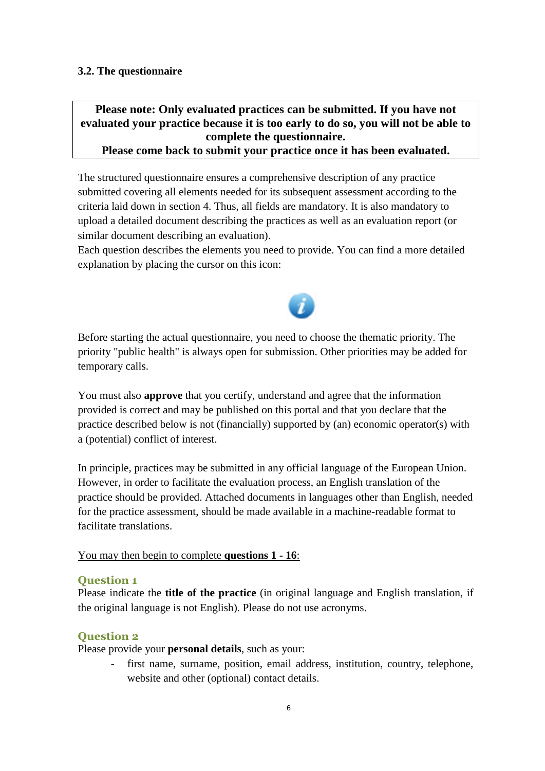### 3.2. The questionnaire

**Please note: Only evaluated practices can be submitted. If you have not evaluated your practice because it is too early to do so, you will not be able to complete the questionnaire.**
**Please come back to submit your practice once it has been evaluated.**

The structured questionnaire ensures a comprehensive description of any practice submitted covering all elements needed for its subsequent assessment according to the criteria laid down in section 4. Thus, all fields are mandatory. It is also mandatory to upload a detailed document describing the practices as well as an evaluation report (or similar document describing an evaluation).
Each question describes the elements you need to provide. You can find a more detailed explanation by placing the cursor on this icon:

Before starting the actual questionnaire, you need to choose the thematic priority. The priority "public health" is always open for submission. Other priorities may be added for temporary calls.

You must also **approve** that you certify, understand and agree that the information provided is correct and may be published on this portal and that you declare that the practice described below is not (financially) supported by (an) economic operator(s) with a (potential) conflict of interest.

In principle, practices may be submitted in any official language of the European Union. However, in order to facilitate the evaluation process, an English translation of the practice should be provided. Attached documents in languages other than English, needed for the practice assessment, should be made available in a machine-readable format to facilitate translations.

<u>You may then begin to complete **questions 1 - 16**:</u>

#### Question 1

Please indicate the **title of the practice** (in original language and English translation, if the original language is not English). Please do not use acronyms.

#### Question 2

Please provide your **personal details**, such as your:

- first name, surname, position, email address, institution, country, telephone, website and other (optional) contact details.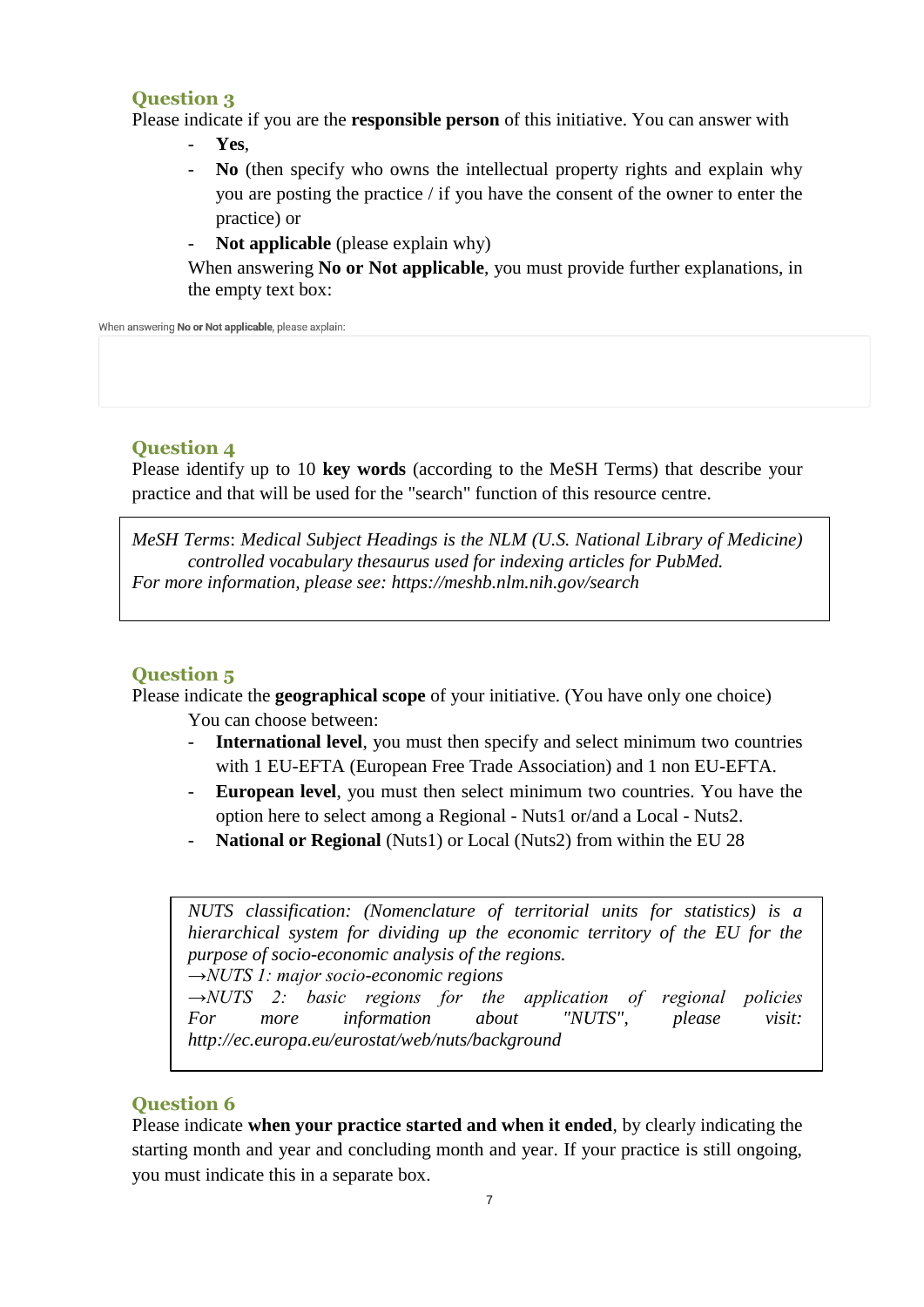### Question 3

Please indicate if you are the **responsible person** of this initiative. You can answer with

- **Yes**,
- **No** (then specify who owns the intellectual property rights and explain why you are posting the practice / if you have the consent of the owner to enter the practice) or
- **Not applicable** (please explain why)

When answering **No or Not applicable**, you must provide further explanations, in the empty text box:

When answering **No or Not applicable**, please explain:

### Question 4

Please identify up to 10 **key words** (according to the MeSH Terms) that describe your practice and that will be used for the "search" function of this resource centre.

> *MeSH Terms*: *Medical Subject Headings is the NLM (U.S. National Library of Medicine) controlled vocabulary thesaurus used for indexing articles for PubMed.*
> *For more information, please see: https://meshb.nlm.nih.gov/search*

### Question 5

Please indicate the **geographical scope** of your initiative. (You have only one choice)

You can choose between:

- **International level**, you must then specify and select minimum two countries with 1 EU-EFTA (European Free Trade Association) and 1 non EU-EFTA.
- **European level**, you must then select minimum two countries. You have the option here to select among a Regional - Nuts1 or/and a Local - Nuts2.
- **National or Regional** (Nuts1) or Local (Nuts2) from within the EU 28

> *NUTS classification: (Nomenclature of territorial units for statistics) is a hierarchical system for dividing up the economic territory of the EU for the purpose of socio-economic analysis of the regions.*
> *→NUTS 1: major socio-economic regions*
> *→NUTS 2: basic regions for the application of regional policies*
> *For more information about "NUTS", please visit: http://ec.europa.eu/eurostat/web/nuts/background*

### Question 6

Please indicate **when your practice started and when it ended**, by clearly indicating the starting month and year and concluding month and year. If your practice is still ongoing, you must indicate this in a separate box.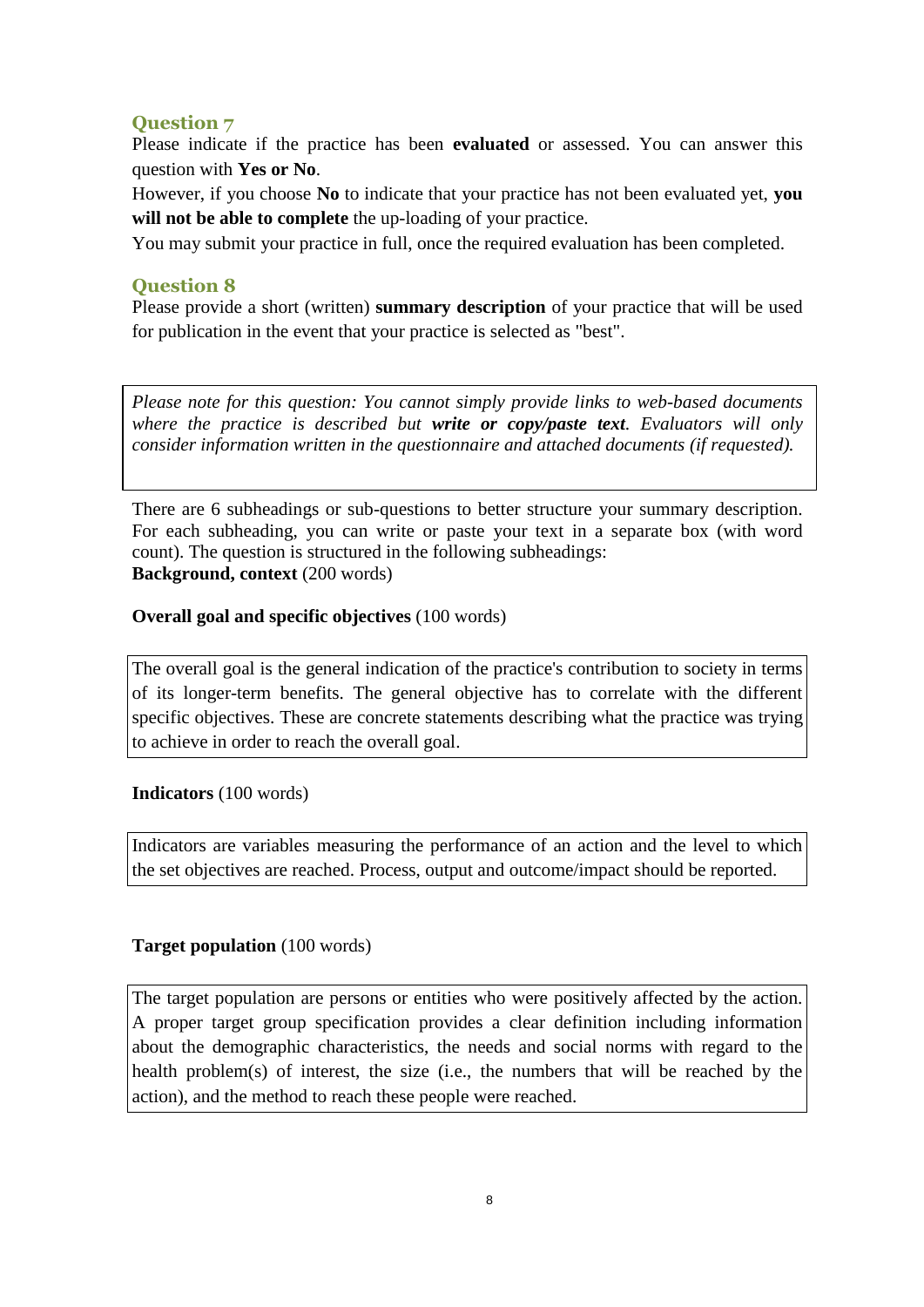### Question 7

Please indicate if the practice has been **evaluated** or assessed. You can answer this question with **Yes or No**.

However, if you choose **No** to indicate that your practice has not been evaluated yet, **you will not be able to complete** the up-loading of your practice.

You may submit your practice in full, once the required evaluation has been completed.

### Question 8

Please provide a short (written) **summary description** of your practice that will be used for publication in the event that your practice is selected as "best".

> *Please note for this question: You cannot simply provide links to web-based documents where the practice is described but **write or copy/paste text**. Evaluators will only consider information written in the questionnaire and attached documents (if requested).*

There are 6 subheadings or sub-questions to better structure your summary description. For each subheading, you can write or paste your text in a separate box (with word count). The question is structured in the following subheadings:

**Background, context** (200 words)

**Overall goal and specific objectives** (100 words)

> The overall goal is the general indication of the practice's contribution to society in terms of its longer-term benefits. The general objective has to correlate with the different specific objectives. These are concrete statements describing what the practice was trying to achieve in order to reach the overall goal.

**Indicators** (100 words)

> Indicators are variables measuring the performance of an action and the level to which the set objectives are reached. Process, output and outcome/impact should be reported.

**Target population** (100 words)

> The target population are persons or entities who were positively affected by the action. A proper target group specification provides a clear definition including information about the demographic characteristics, the needs and social norms with regard to the health problem(s) of interest, the size (i.e., the numbers that will be reached by the action), and the method to reach these people were reached.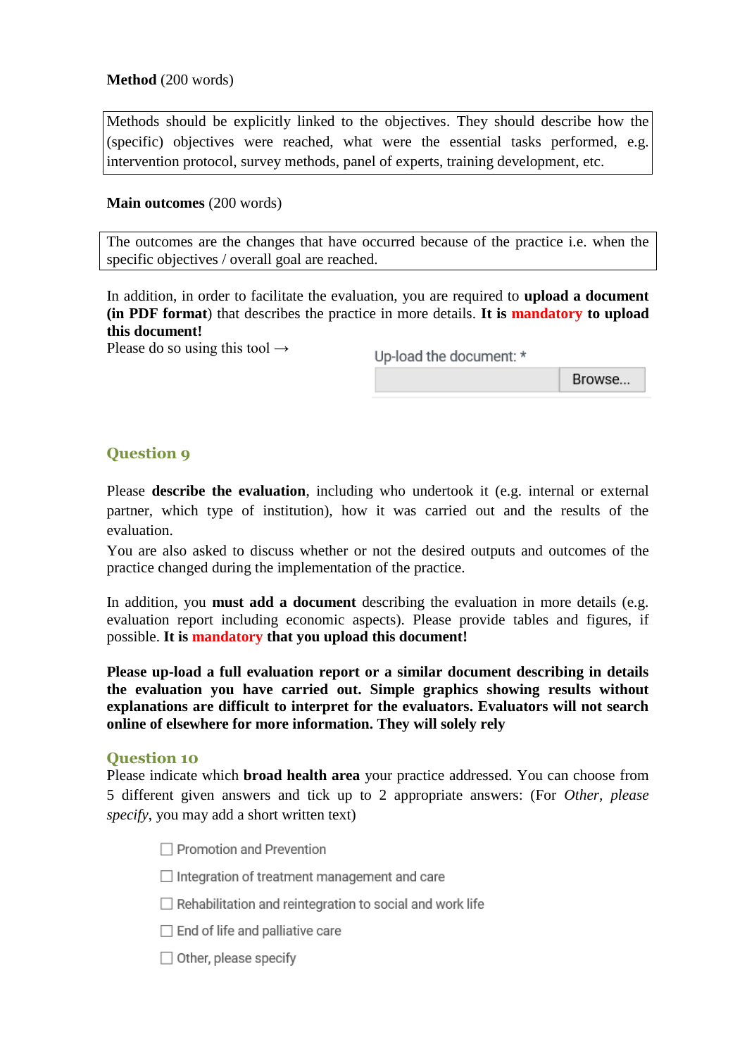**Method** (200 words)

> Methods should be explicitly linked to the objectives. They should describe how the (specific) objectives were reached, what were the essential tasks performed, e.g. intervention protocol, survey methods, panel of experts, training development, etc.

**Main outcomes** (200 words)

> The outcomes are the changes that have occurred because of the practice i.e. when the specific objectives / overall goal are reached.

In addition, in order to facilitate the evaluation, you are required to **upload a document (in PDF format)** that describes the practice in more details. **It is mandatory to upload this document!**

Please do so using this tool →

Up-load the document: *

Browse...

## Question 9

Please **describe the evaluation**, including who undertook it (e.g. internal or external partner, which type of institution), how it was carried out and the results of the evaluation.

You are also asked to discuss whether or not the desired outputs and outcomes of the practice changed during the implementation of the practice.

In addition, you **must add a document** describing the evaluation in more details (e.g. evaluation report including economic aspects). Please provide tables and figures, if possible. **It is mandatory that you upload this document!**

**Please up-load a full evaluation report or a similar document describing in details the evaluation you have carried out. Simple graphics showing results without explanations are difficult to interpret for the evaluators. Evaluators will not search online of elsewhere for more information. They will solely rely**

## Question 10

Please indicate which **broad health area** your practice addressed. You can choose from 5 different given answers and tick up to 2 appropriate answers: (For *Other, please specify*, you may add a short written text)

- ☐ Promotion and Prevention
- ☐ Integration of treatment management and care
- ☐ Rehabilitation and reintegration to social and work life
- ☐ End of life and palliative care
- ☐ Other, please specify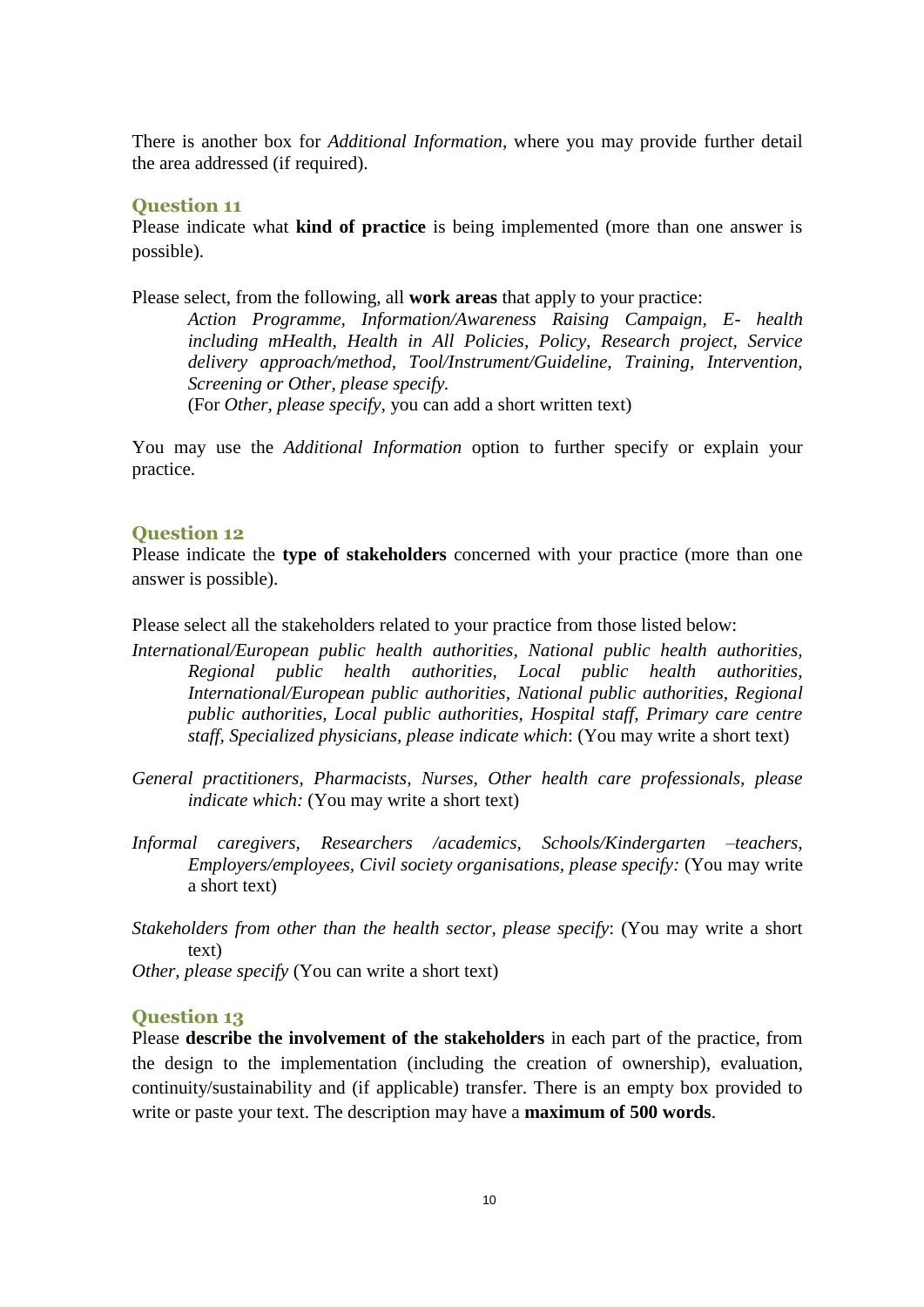There is another box for *Additional Information*, where you may provide further detail the area addressed (if required).

### Question 11

Please indicate what **kind of practice** is being implemented (more than one answer is possible).

Please select, from the following, all **work areas** that apply to your practice:

> *Action Programme, Information/Awareness Raising Campaign, E- health including mHealth, Health in All Policies, Policy, Research project, Service delivery approach/method, Tool/Instrument/Guideline, Training, Intervention, Screening or Other, please specify.*
> (For *Other, please specify*, you can add a short written text)

You may use the *Additional Information* option to further specify or explain your practice.

### Question 12

Please indicate the **type of stakeholders** concerned with your practice (more than one answer is possible).

Please select all the stakeholders related to your practice from those listed below:

*International/European public health authorities, National public health authorities, Regional public health authorities, Local public health authorities, International/European public authorities, National public authorities, Regional public authorities, Local public authorities, Hospital staff, Primary care centre staff, Specialized physicians, please indicate which*: (You may write a short text)

*General practitioners, Pharmacists, Nurses, Other health care professionals, please indicate which:* (You may write a short text)

*Informal caregivers, Researchers /academics, Schools/Kindergarten –teachers, Employers/employees, Civil society organisations, please specify:* (You may write a short text)

*Stakeholders from other than the health sector, please specify*: (You may write a short text)

*Other, please specify* (You can write a short text)

### Question 13

Please **describe the involvement of the stakeholders** in each part of the practice, from the design to the implementation (including the creation of ownership), evaluation, continuity/sustainability and (if applicable) transfer. There is an empty box provided to write or paste your text. The description may have a **maximum of 500 words**.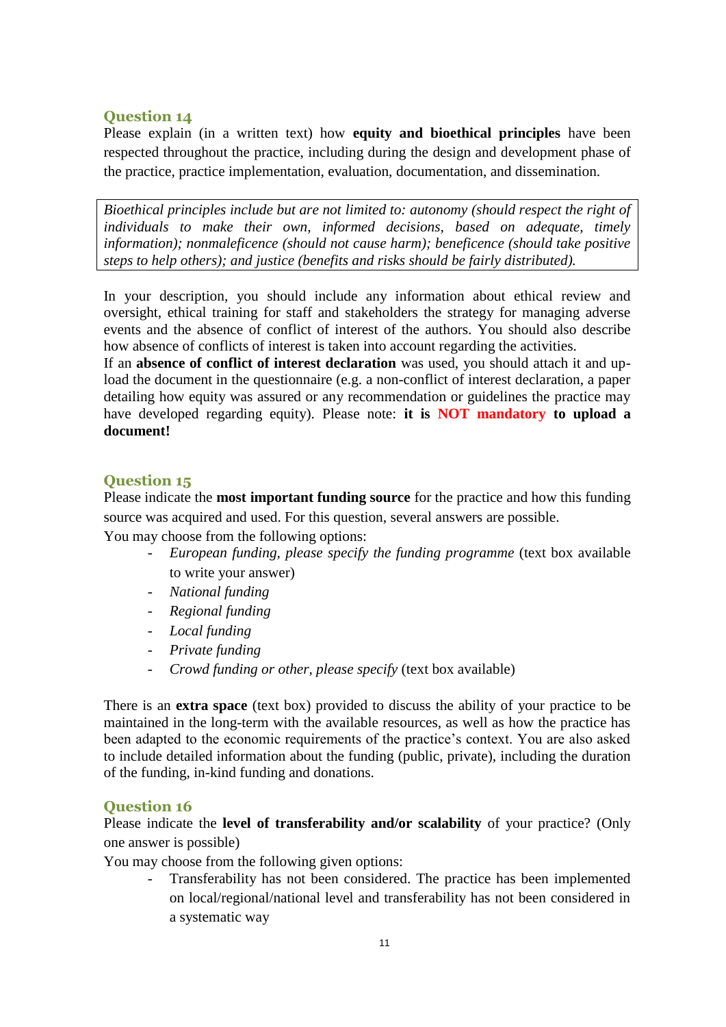### Question 14

Please explain (in a written text) how **equity and bioethical principles** have been respected throughout the practice, including during the design and development phase of the practice, practice implementation, evaluation, documentation, and dissemination.

> *Bioethical principles include but are not limited to: autonomy (should respect the right of individuals to make their own, informed decisions, based on adequate, timely information); nonmaleficence (should not cause harm); beneficence (should take positive steps to help others); and justice (benefits and risks should be fairly distributed).*

In your description, you should include any information about ethical review and oversight, ethical training for staff and stakeholders the strategy for managing adverse events and the absence of conflict of interest of the authors. You should also describe how absence of conflicts of interest is taken into account regarding the activities.

If an **absence of conflict of interest declaration** was used, you should attach it and up-load the document in the questionnaire (e.g. a non-conflict of interest declaration, a paper detailing how equity was assured or any recommendation or guidelines the practice may have developed regarding equity). Please note: **it is NOT mandatory to upload a document!**

### Question 15

Please indicate the **most important funding source** for the practice and how this funding source was acquired and used. For this question, several answers are possible.

You may choose from the following options:

- *European funding, please specify the funding programme* (text box available to write your answer)
- *National funding*
- *Regional funding*
- *Local funding*
- *Private funding*
- *Crowd funding or other, please specify* (text box available)

There is an **extra space** (text box) provided to discuss the ability of your practice to be maintained in the long-term with the available resources, as well as how the practice has been adapted to the economic requirements of the practice's context. You are also asked to include detailed information about the funding (public, private), including the duration of the funding, in-kind funding and donations.

### Question 16

Please indicate the **level of transferability and/or scalability** of your practice? (Only one answer is possible)

You may choose from the following given options:

- Transferability has not been considered. The practice has been implemented on local/regional/national level and transferability has not been considered in a systematic way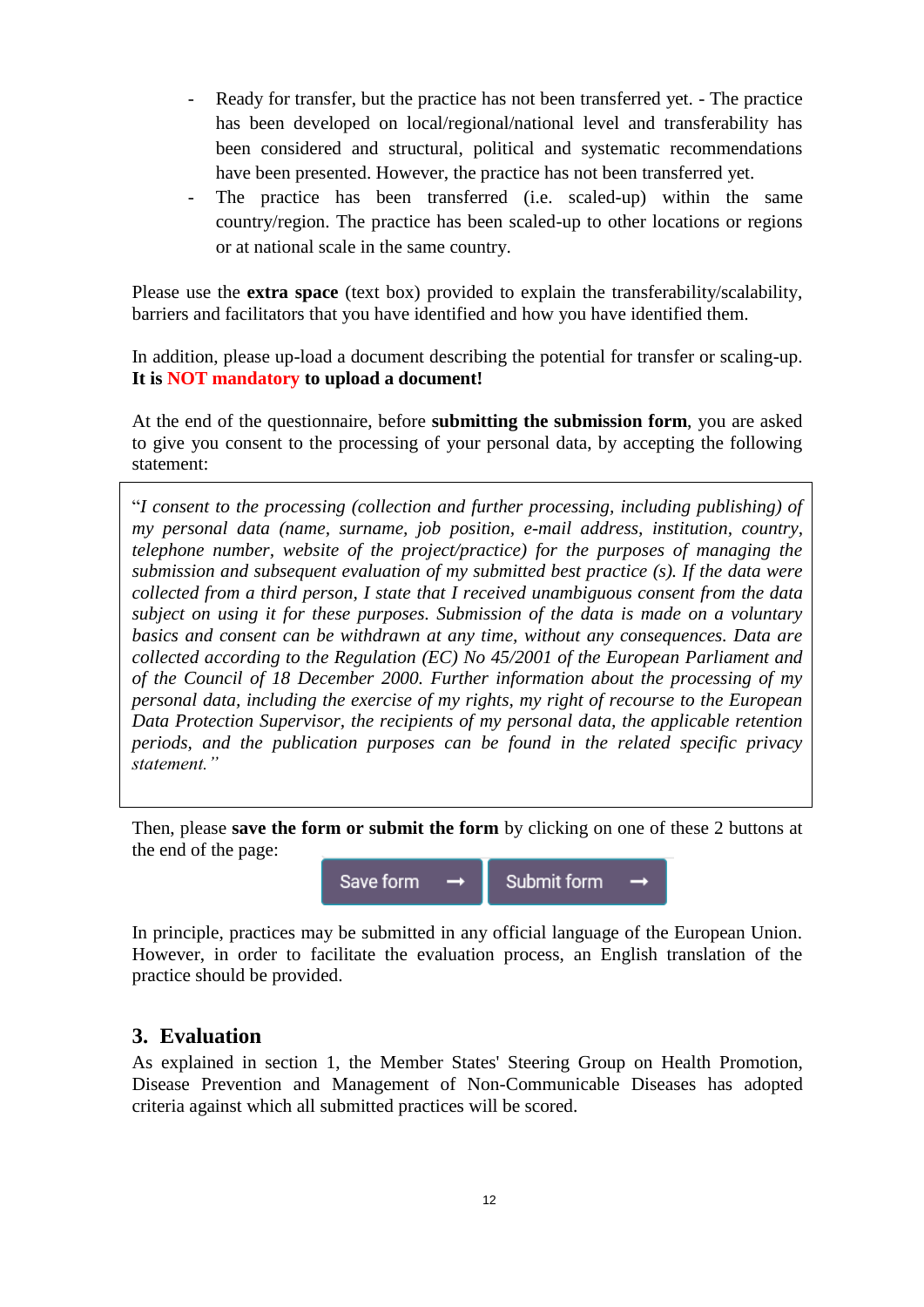- Ready for transfer, but the practice has not been transferred yet. - The practice has been developed on local/regional/national level and transferability has been considered and structural, political and systematic recommendations have been presented. However, the practice has not been transferred yet.
- The practice has been transferred (i.e. scaled-up) within the same country/region. The practice has been scaled-up to other locations or regions or at national scale in the same country.

Please use the **extra space** (text box) provided to explain the transferability/scalability, barriers and facilitators that you have identified and how you have identified them.

In addition, please up-load a document describing the potential for transfer or scaling-up. **It is NOT mandatory to upload a document!**

At the end of the questionnaire, before **submitting the submission form**, you are asked to give you consent to the processing of your personal data, by accepting the following statement:

> "*I consent to the processing (collection and further processing, including publishing) of my personal data (name, surname, job position, e-mail address, institution, country, telephone number, website of the project/practice) for the purposes of managing the submission and subsequent evaluation of my submitted best practice (s). If the data were collected from a third person, I state that I received unambiguous consent from the data subject on using it for these purposes. Submission of the data is made on a voluntary basis and consent can be withdrawn at any time, without any consequences. Data are collected according to the Regulation (EC) No 45/2001 of the European Parliament and of the Council of 18 December 2000. Further information about the processing of my personal data, including the exercise of my rights, my right of recourse to the European Data Protection Supervisor, the recipients of my personal data, the applicable retention periods, and the publication purposes can be found in the related specific privacy statement.*"

Then, please **save the form or submit the form** by clicking on one of these 2 buttons at the end of the page:

Save form ➞ Submit form ➞

In principle, practices may be submitted in any official language of the European Union. However, in order to facilitate the evaluation process, an English translation of the practice should be provided.

## 3. Evaluation

As explained in section 1, the Member States' Steering Group on Health Promotion, Disease Prevention and Management of Non-Communicable Diseases has adopted criteria against which all submitted practices will be scored.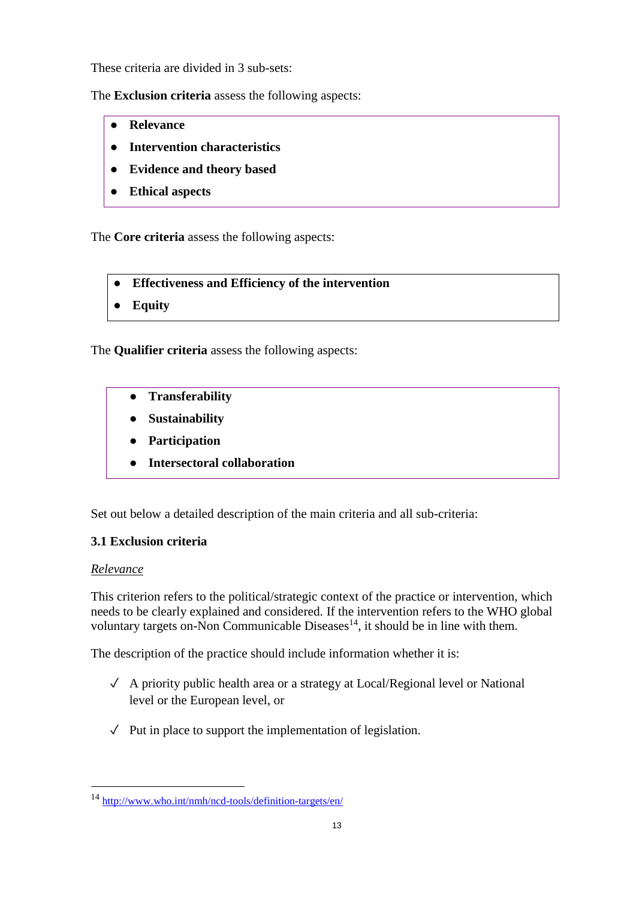These criteria are divided in 3 sub-sets:

The **Exclusion criteria** assess the following aspects:

- **Relevance**
- **Intervention characteristics**
- **Evidence and theory based**
- **Ethical aspects**

The **Core criteria** assess the following aspects:

- **Effectiveness and Efficiency of the intervention**
- **Equity**

The **Qualifier criteria** assess the following aspects:

- **Transferability**
- **Sustainability**
- **Participation**
- **Intersectoral collaboration**

Set out below a detailed description of the main criteria and all sub-criteria:

### 3.1 Exclusion criteria

*Relevance*

This criterion refers to the political/strategic context of the practice or intervention, which needs to be clearly explained and considered. If the intervention refers to the WHO global voluntary targets on-Non Communicable Diseases[14], it should be in line with them.

The description of the practice should include information whether it is:

- ✓ A priority public health area or a strategy at Local/Regional level or National level or the European level, or
- ✓ Put in place to support the implementation of legislation.

---

[14] http://www.who.int/nmh/ncd-tools/definition-targets/en/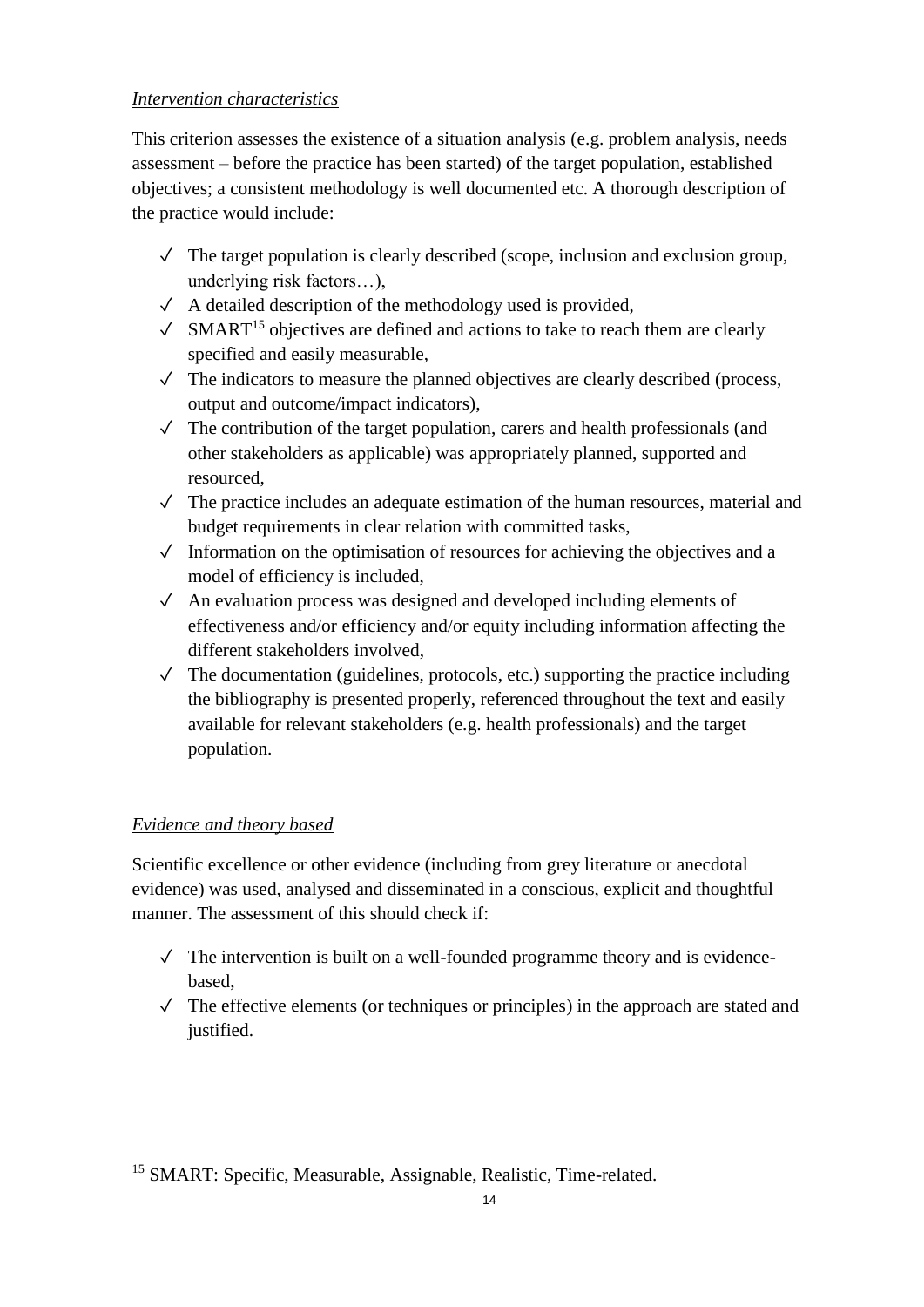*Intervention characteristics*

This criterion assesses the existence of a situation analysis (e.g. problem analysis, needs assessment – before the practice has been started) of the target population, established objectives; a consistent methodology is well documented etc. A thorough description of the practice would include:

- ✓ The target population is clearly described (scope, inclusion and exclusion group, underlying risk factors…),
- ✓ A detailed description of the methodology used is provided,
- ✓ SMART[15] objectives are defined and actions to take to reach them are clearly specified and easily measurable,
- ✓ The indicators to measure the planned objectives are clearly described (process, output and outcome/impact indicators),
- ✓ The contribution of the target population, carers and health professionals (and other stakeholders as applicable) was appropriately planned, supported and resourced,
- ✓ The practice includes an adequate estimation of the human resources, material and budget requirements in clear relation with committed tasks,
- ✓ Information on the optimisation of resources for achieving the objectives and a model of efficiency is included,
- ✓ An evaluation process was designed and developed including elements of effectiveness and/or efficiency and/or equity including information affecting the different stakeholders involved,
- ✓ The documentation (guidelines, protocols, etc.) supporting the practice including the bibliography is presented properly, referenced throughout the text and easily available for relevant stakeholders (e.g. health professionals) and the target population.

*Evidence and theory based*

Scientific excellence or other evidence (including from grey literature or anecdotal evidence) was used, analysed and disseminated in a conscious, explicit and thoughtful manner. The assessment of this should check if:

- ✓ The intervention is built on a well-founded programme theory and is evidence-based,
- ✓ The effective elements (or techniques or principles) in the approach are stated and justified.

[15] SMART: Specific, Measurable, Assignable, Realistic, Time-related.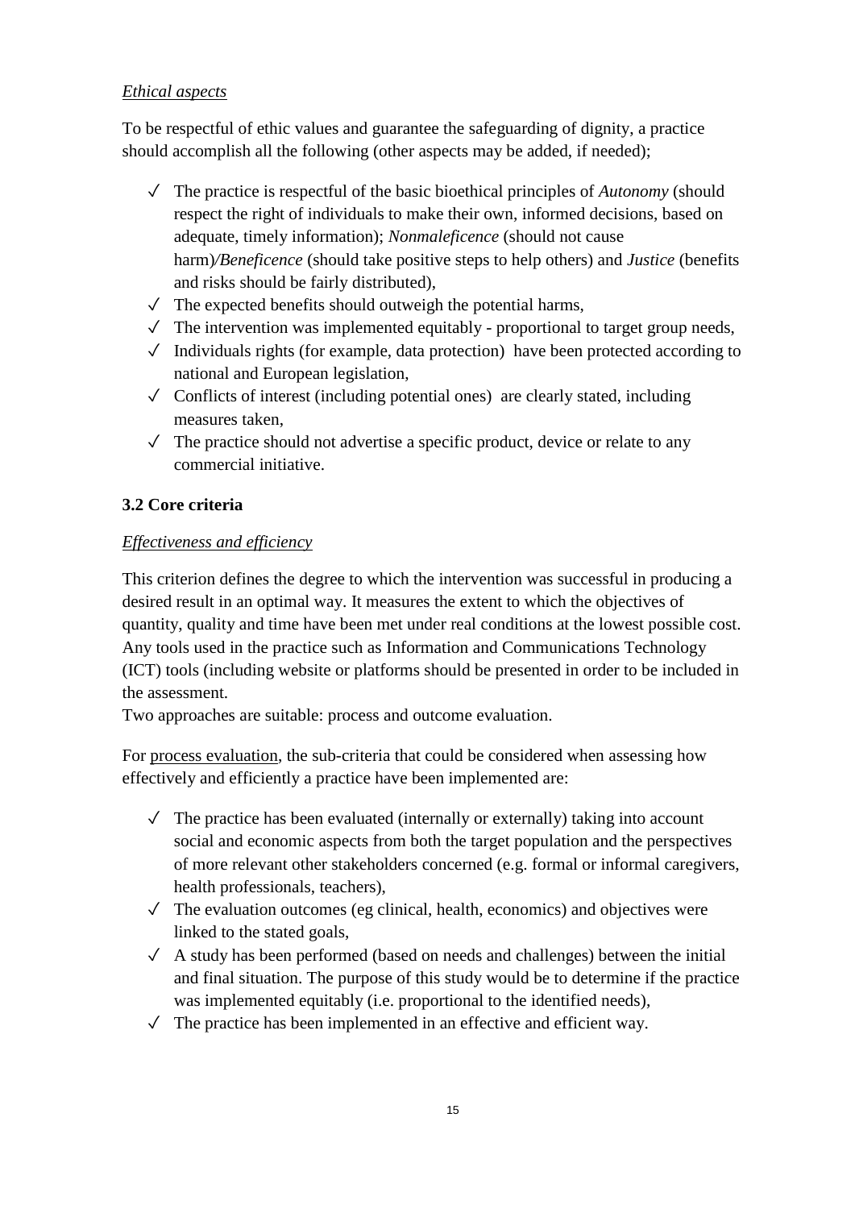*Ethical aspects*

To be respectful of ethic values and guarantee the safeguarding of dignity, a practice should accomplish all the following (other aspects may be added, if needed);

- ✓ The practice is respectful of the basic bioethical principles of *Autonomy* (should respect the right of individuals to make their own, informed decisions, based on adequate, timely information); *Nonmaleficence* (should not cause harm)*/Beneficence* (should take positive steps to help others) and *Justice* (benefits and risks should be fairly distributed),
- ✓ The expected benefits should outweigh the potential harms,
- ✓ The intervention was implemented equitably - proportional to target group needs,
- ✓ Individuals rights (for example, data protection) have been protected according to national and European legislation,
- ✓ Conflicts of interest (including potential ones) are clearly stated, including measures taken,
- ✓ The practice should not advertise a specific product, device or relate to any commercial initiative.

### 3.2 Core criteria

*Effectiveness and efficiency*

This criterion defines the degree to which the intervention was successful in producing a desired result in an optimal way. It measures the extent to which the objectives of quantity, quality and time have been met under real conditions at the lowest possible cost. Any tools used in the practice such as Information and Communications Technology (ICT) tools (including website or platforms should be presented in order to be included in the assessment.
Two approaches are suitable: process and outcome evaluation.

For process evaluation, the sub-criteria that could be considered when assessing how effectively and efficiently a practice have been implemented are:

- ✓ The practice has been evaluated (internally or externally) taking into account social and economic aspects from both the target population and the perspectives of more relevant other stakeholders concerned (e.g. formal or informal caregivers, health professionals, teachers),
- ✓ The evaluation outcomes (eg clinical, health, economics) and objectives were linked to the stated goals,
- ✓ A study has been performed (based on needs and challenges) between the initial and final situation. The purpose of this study would be to determine if the practice was implemented equitably (i.e. proportional to the identified needs),
- ✓ The practice has been implemented in an effective and efficient way.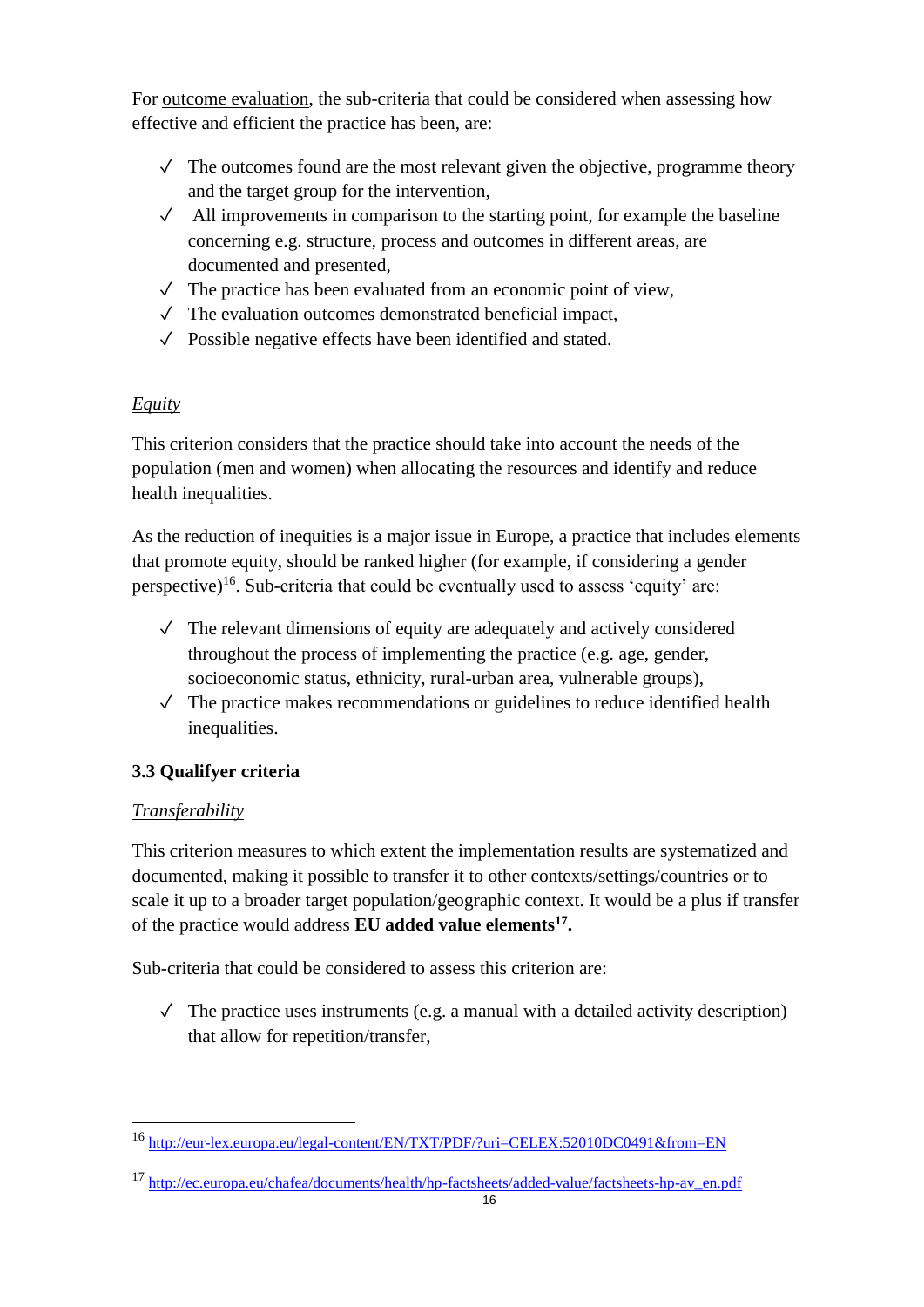For outcome evaluation, the sub-criteria that could be considered when assessing how effective and efficient the practice has been, are:

- ✓ The outcomes found are the most relevant given the objective, programme theory and the target group for the intervention,
- ✓ All improvements in comparison to the starting point, for example the baseline concerning e.g. structure, process and outcomes in different areas, are documented and presented,
- ✓ The practice has been evaluated from an economic point of view,
- ✓ The evaluation outcomes demonstrated beneficial impact,
- ✓ Possible negative effects have been identified and stated.

*Equity*

This criterion considers that the practice should take into account the needs of the population (men and women) when allocating the resources and identify and reduce health inequalities.

As the reduction of inequities is a major issue in Europe, a practice that includes elements that promote equity, should be ranked higher (for example, if considering a gender perspective)[16]. Sub-criteria that could be eventually used to assess 'equity' are:

- ✓ The relevant dimensions of equity are adequately and actively considered throughout the process of implementing the practice (e.g. age, gender, socioeconomic status, ethnicity, rural-urban area, vulnerable groups),
- ✓ The practice makes recommendations or guidelines to reduce identified health inequalities.

### 3.3 Qualifyer criteria

*Transferability*

This criterion measures to which extent the implementation results are systematized and documented, making it possible to transfer it to other contexts/settings/countries or to scale it up to a broader target population/geographic context. It would be a plus if transfer of the practice would address **EU added value elements[17].**

Sub-criteria that could be considered to assess this criterion are:

- ✓ The practice uses instruments (e.g. a manual with a detailed activity description) that allow for repetition/transfer,

---

[16] http://eur-lex.europa.eu/legal-content/EN/TXT/PDF/?uri=CELEX:52010DC0491&from=EN

[17] http://ec.europa.eu/chafea/documents/health/hp-factsheets/added-value/factsheets-hp-av_en.pdf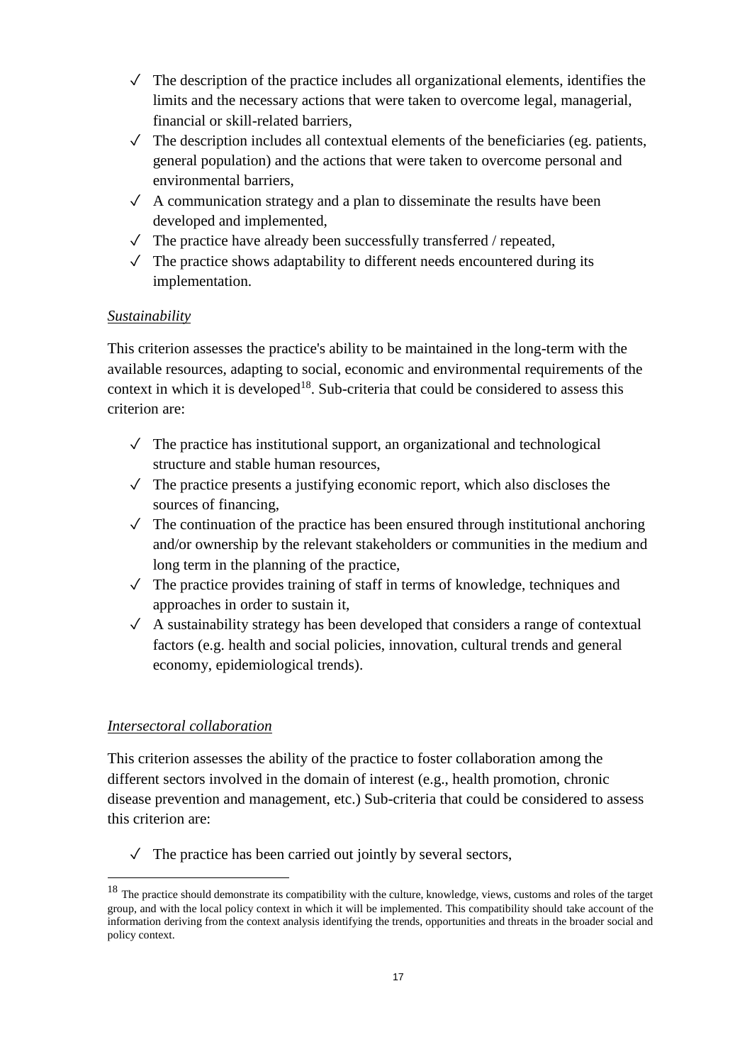- ✓ The description of the practice includes all organizational elements, identifies the limits and the necessary actions that were taken to overcome legal, managerial, financial or skill-related barriers,
- ✓ The description includes all contextual elements of the beneficiaries (eg. patients, general population) and the actions that were taken to overcome personal and environmental barriers,
- ✓ A communication strategy and a plan to disseminate the results have been developed and implemented,
- ✓ The practice have already been successfully transferred / repeated,
- ✓ The practice shows adaptability to different needs encountered during its implementation.

*Sustainability*

This criterion assesses the practice's ability to be maintained in the long-term with the available resources, adapting to social, economic and environmental requirements of the context in which it is developed[18]. Sub-criteria that could be considered to assess this criterion are:

- ✓ The practice has institutional support, an organizational and technological structure and stable human resources,
- ✓ The practice presents a justifying economic report, which also discloses the sources of financing,
- ✓ The continuation of the practice has been ensured through institutional anchoring and/or ownership by the relevant stakeholders or communities in the medium and long term in the planning of the practice,
- ✓ The practice provides training of staff in terms of knowledge, techniques and approaches in order to sustain it,
- ✓ A sustainability strategy has been developed that considers a range of contextual factors (e.g. health and social policies, innovation, cultural trends and general economy, epidemiological trends).

*Intersectoral collaboration*

This criterion assesses the ability of the practice to foster collaboration among the different sectors involved in the domain of interest (e.g., health promotion, chronic disease prevention and management, etc.) Sub-criteria that could be considered to assess this criterion are:

- ✓ The practice has been carried out jointly by several sectors,

[18] The practice should demonstrate its compatibility with the culture, knowledge, views, customs and roles of the target group, and with the local policy context in which it will be implemented. This compatibility should take account of the information deriving from the context analysis identifying the trends, opportunities and threats in the broader social and policy context.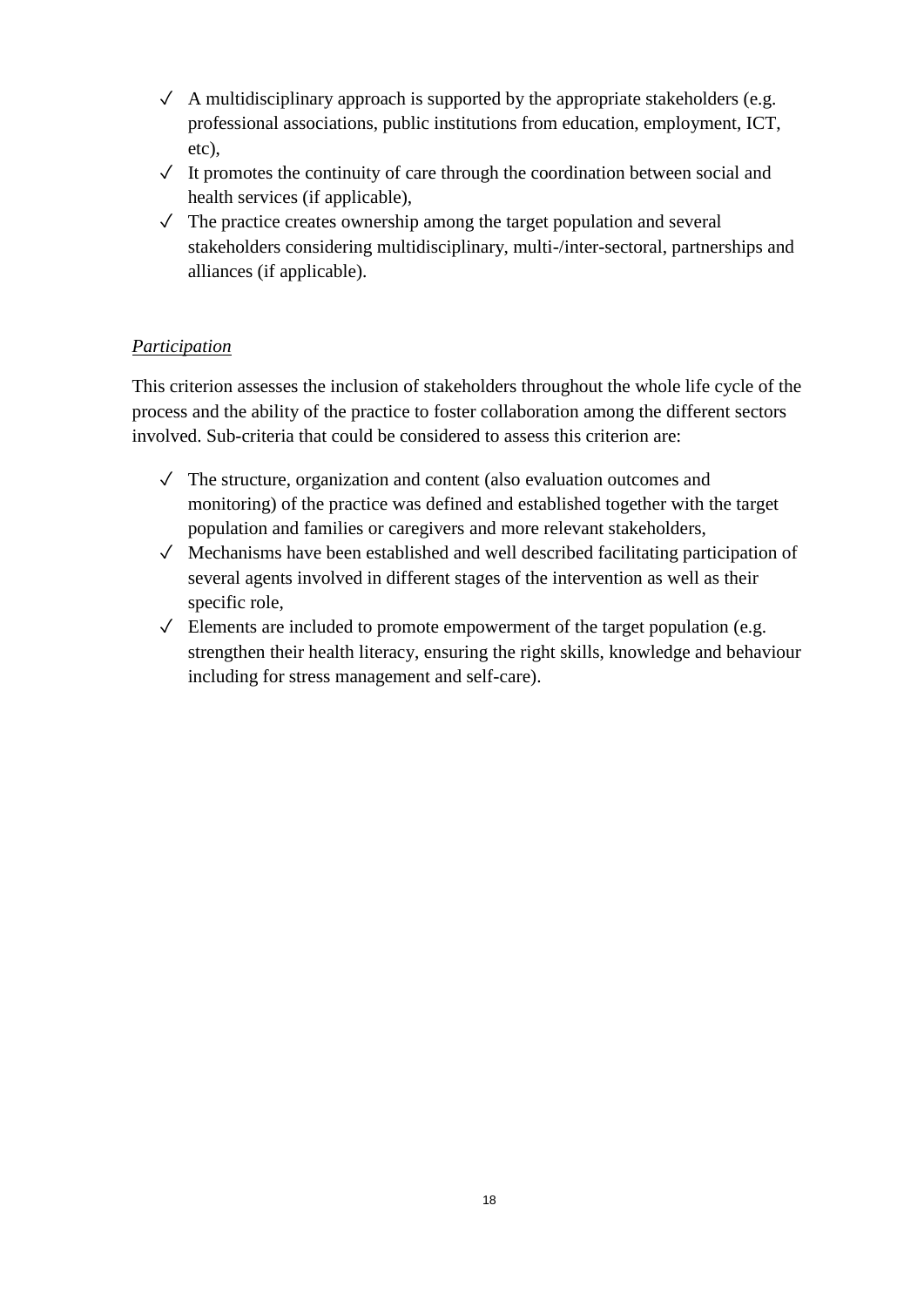- ✓ A multidisciplinary approach is supported by the appropriate stakeholders (e.g. professional associations, public institutions from education, employment, ICT, etc),
- ✓ It promotes the continuity of care through the coordination between social and health services (if applicable),
- ✓ The practice creates ownership among the target population and several stakeholders considering multidisciplinary, multi-/inter-sectoral, partnerships and alliances (if applicable).

*Participation*

This criterion assesses the inclusion of stakeholders throughout the whole life cycle of the process and the ability of the practice to foster collaboration among the different sectors involved. Sub-criteria that could be considered to assess this criterion are:

- ✓ The structure, organization and content (also evaluation outcomes and monitoring) of the practice was defined and established together with the target population and families or caregivers and more relevant stakeholders,
- ✓ Mechanisms have been established and well described facilitating participation of several agents involved in different stages of the intervention as well as their specific role,
- ✓ Elements are included to promote empowerment of the target population (e.g. strengthen their health literacy, ensuring the right skills, knowledge and behaviour including for stress management and self-care).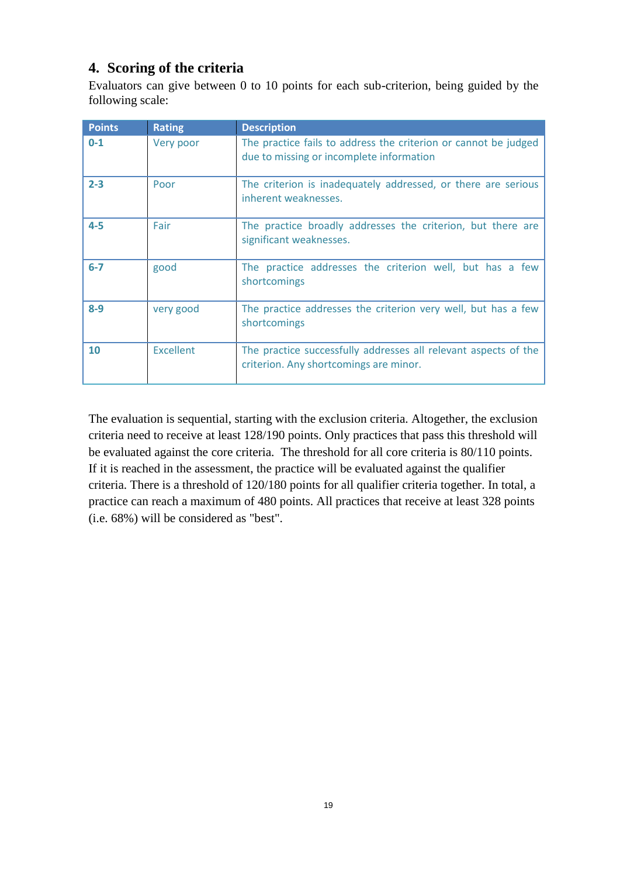## 4. Scoring of the criteria

Evaluators can give between 0 to 10 points for each sub-criterion, being guided by the following scale:

| Points | Rating | Description |
|---|---|---|
| **0-1** | Very poor | The practice fails to address the criterion or cannot be judged due to missing or incomplete information |
| **2-3** | Poor | The criterion is inadequately addressed, or there are serious inherent weaknesses. |
| **4-5** | Fair | The practice broadly addresses the criterion, but there are significant weaknesses. |
| **6-7** | good | The practice addresses the criterion well, but has a few shortcomings |
| **8-9** | very good | The practice addresses the criterion very well, but has a few shortcomings |
| **10** | Excellent | The practice successfully addresses all relevant aspects of the criterion. Any shortcomings are minor. |

The evaluation is sequential, starting with the exclusion criteria. Altogether, the exclusion criteria need to receive at least 128/190 points. Only practices that pass this threshold will be evaluated against the core criteria. The threshold for all core criteria is 80/110 points. If it is reached in the assessment, the practice will be evaluated against the qualifier criteria. There is a threshold of 120/180 points for all qualifier criteria together. In total, a practice can reach a maximum of 480 points. All practices that receive at least 328 points (i.e. 68%) will be considered as "best".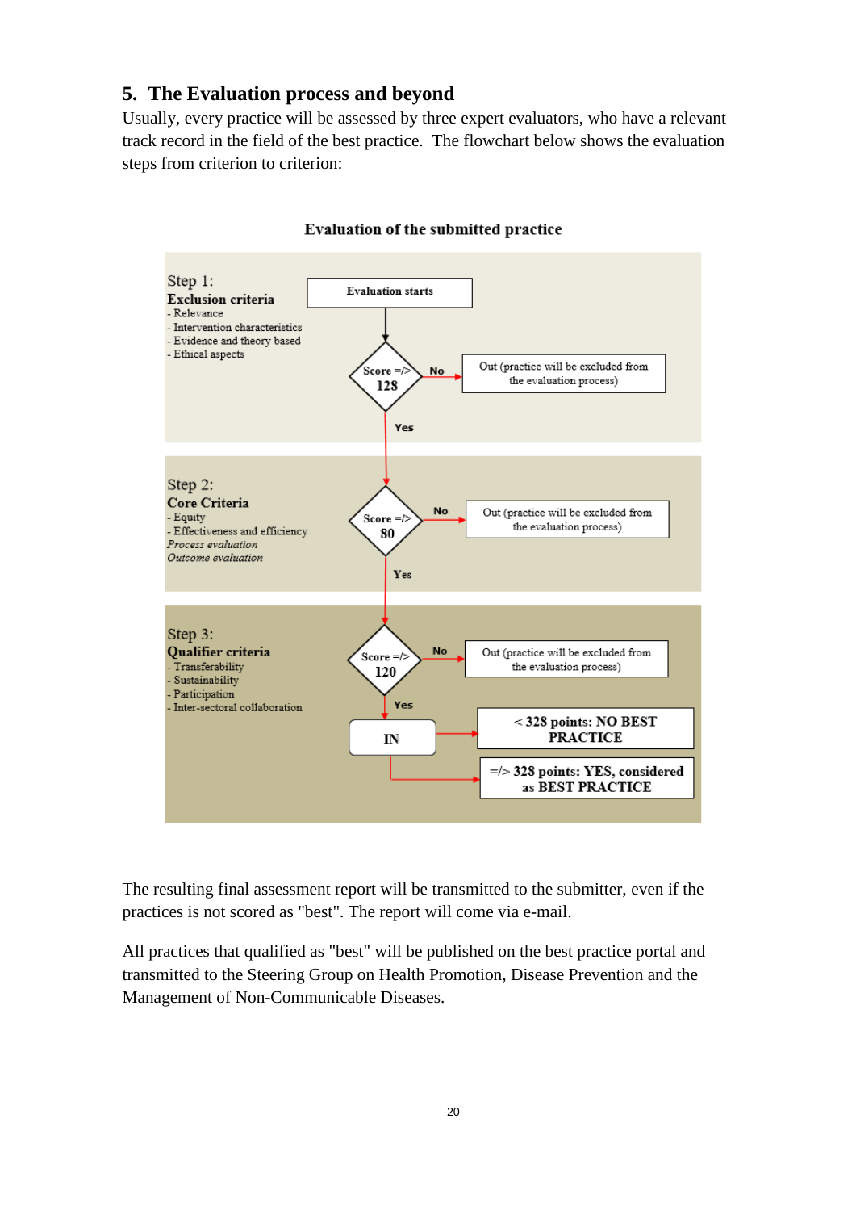## 5. The Evaluation process and beyond

Usually, every practice will be assessed by three expert evaluators, who have a relevant track record in the field of the best practice. The flowchart below shows the evaluation steps from criterion to criterion:

**Evaluation of the submitted practice**

Step 1:
**Exclusion criteria**
- Relevance
- Intervention characteristics
- Evidence and theory based
- Ethical aspects

Evaluation starts

Score =/> 128 — No → Out (practice will be excluded from the evaluation process)

Yes

Step 2:
**Core Criteria**
- Equity
- Effectiveness and efficiency

*Process evaluation*
*Outcome evaluation*

Score =/> 80 — No → Out (practice will be excluded from the evaluation process)

Yes

Step 3:
**Qualifier criteria**
- Transferability
- Sustainability
- Participation
- Inter-sectoral collaboration

Score =/> 120 — No → Out (practice will be excluded from the evaluation process)

Yes

IN → < 328 points: NO BEST PRACTICE

IN → =/> 328 points: YES, considered as BEST PRACTICE

The resulting final assessment report will be transmitted to the submitter, even if the practices is not scored as "best". The report will come via e-mail.

All practices that qualified as "best" will be published on the best practice portal and transmitted to the Steering Group on Health Promotion, Disease Prevention and the Management of Non-Communicable Diseases.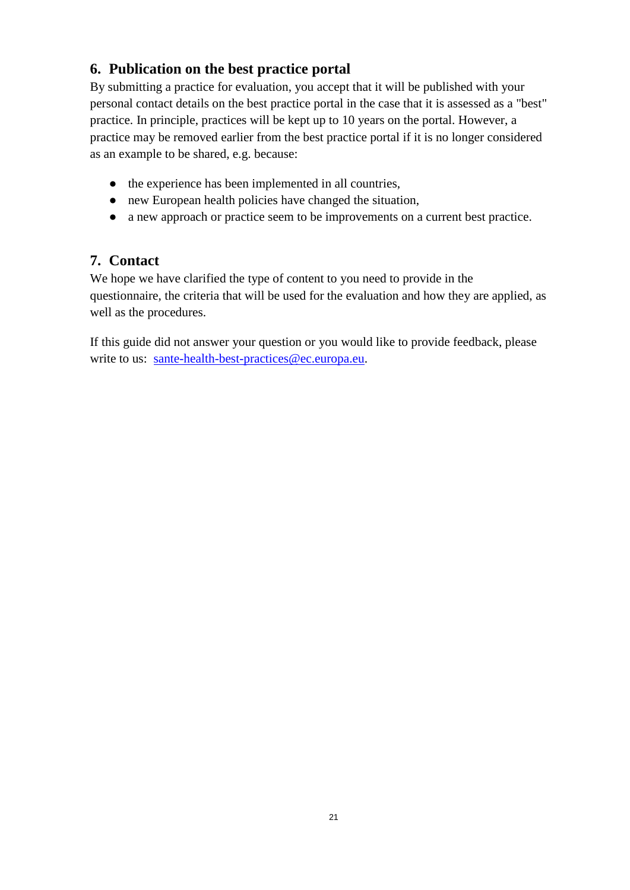## 6. Publication on the best practice portal

By submitting a practice for evaluation, you accept that it will be published with your personal contact details on the best practice portal in the case that it is assessed as a "best" practice. In principle, practices will be kept up to 10 years on the portal. However, a practice may be removed earlier from the best practice portal if it is no longer considered as an example to be shared, e.g. because:

- the experience has been implemented in all countries,
- new European health policies have changed the situation,
- a new approach or practice seem to be improvements on a current best practice.

## 7. Contact

We hope we have clarified the type of content to you need to provide in the questionnaire, the criteria that will be used for the evaluation and how they are applied, as well as the procedures.

If this guide did not answer your question or you would like to provide feedback, please write to us: sante-health-best-practices@ec.europa.eu.